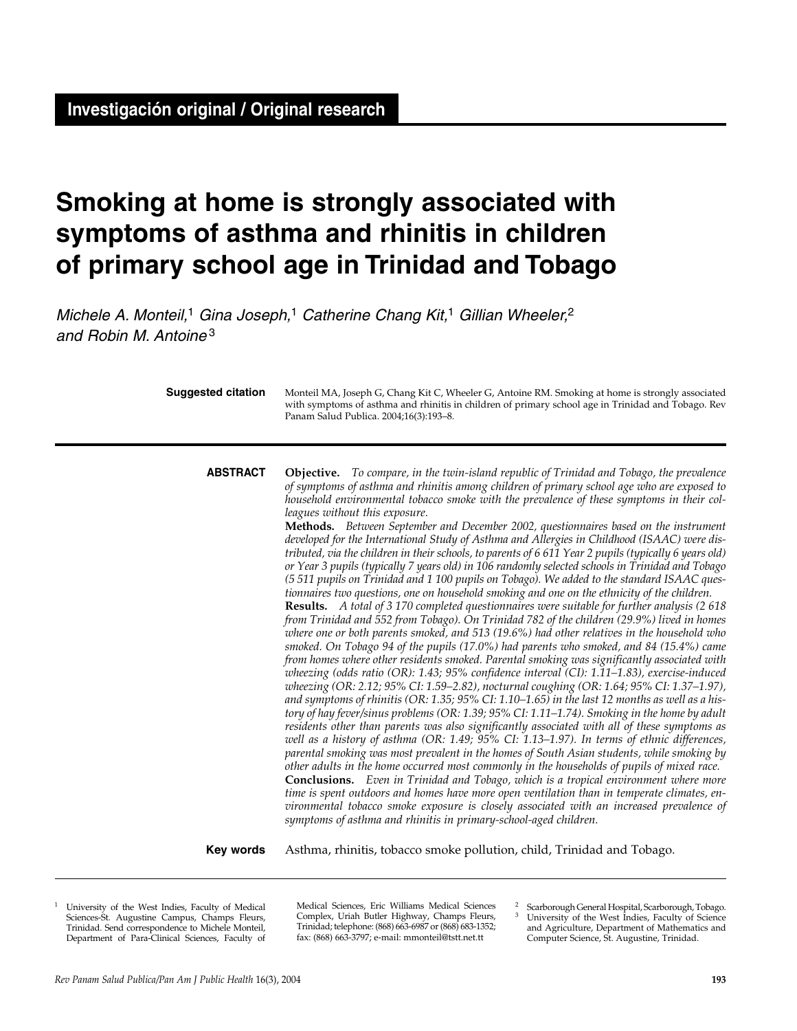**Investigación original / Original research**

# Smoking at home is strongly associated with symptoms of asthma and rhinitis in children of primary school age in Trinidad and Tobago

*Michele A. Monteil,*[1] *Gina Joseph,*[1] *Catherine Chang Kit,*[1] *Gillian Wheeler,*[2] *and Robin M. Antoine*[3]

**Suggested citation** Monteil MA, Joseph G, Chang Kit C, Wheeler G, Antoine RM. Smoking at home is strongly associated with symptoms of asthma and rhinitis in children of primary school age in Trinidad and Tobago. Rev Panam Salud Publica. 2004;16(3):193–8.

**ABSTRACT**

**Objective.** *To compare, in the twin-island republic of Trinidad and Tobago, the prevalence of symptoms of asthma and rhinitis among children of primary school age who are exposed to household environmental tobacco smoke with the prevalence of these symptoms in their colleagues without this exposure.*

**Methods.** *Between September and December 2002, questionnaires based on the instrument developed for the International Study of Asthma and Allergies in Childhood (ISAAC) were distributed, via the children in their schools, to parents of 6 611 Year 2 pupils (typically 6 years old) or Year 3 pupils (typically 7 years old) in 106 randomly selected schools in Trinidad and Tobago (5 511 pupils on Trinidad and 1 100 pupils on Tobago). We added to the standard ISAAC questionnaires two questions, one on household smoking and one on the ethnicity of the children.*

**Results.** *A total of 3 170 completed questionnaires were suitable for further analysis (2 618 from Trinidad and 552 from Tobago). On Trinidad 782 of the children (29.9%) lived in homes where one or both parents smoked, and 513 (19.6%) had other relatives in the household who smoked. On Tobago 94 of the pupils (17.0%) had parents who smoked, and 84 (15.4%) came from homes where other residents smoked. Parental smoking was significantly associated with wheezing (odds ratio (OR): 1.43; 95% confidence interval (CI): 1.11–1.83), exercise-induced wheezing (OR: 2.12; 95% CI: 1.59–2.82), nocturnal coughing (OR: 1.64; 95% CI: 1.37–1.97), and symptoms of rhinitis (OR: 1.35; 95% CI: 1.10–1.65) in the last 12 months as well as a history of hay fever/sinus problems (OR: 1.39; 95% CI: 1.11–1.74). Smoking in the home by adult residents other than parents was also significantly associated with all of these symptoms as well as a history of asthma (OR: 1.49; 95% CI: 1.13–1.97). In terms of ethnic differences, parental smoking was most prevalent in the homes of South Asian students, while smoking by other adults in the home occurred most commonly in the households of pupils of mixed race.*

**Conclusions.** *Even in Trinidad and Tobago, which is a tropical environment where more time is spent outdoors and homes have more open ventilation than in temperate climates, environmental tobacco smoke exposure is closely associated with an increased prevalence of symptoms of asthma and rhinitis in primary-school-aged children.*

**Key words** Asthma, rhinitis, tobacco smoke pollution, child, Trinidad and Tobago.

---

[1] University of the West Indies, Faculty of Medical Sciences-St. Augustine Campus, Champs Fleurs, Trinidad. Send correspondence to Michele Monteil, Department of Para-Clinical Sciences, Faculty of Medical Sciences, Eric Williams Medical Sciences Complex, Uriah Butler Highway, Champs Fleurs, Trinidad; telephone: (868) 663-6987 or (868) 683-1352; fax: (868) 663-3797; e-mail: mmonteil@tstt.net.tt

[2] Scarborough General Hospital, Scarborough, Tobago.

[3] University of the West Indies, Faculty of Science and Agriculture, Department of Mathematics and Computer Science, St. Augustine, Trinidad.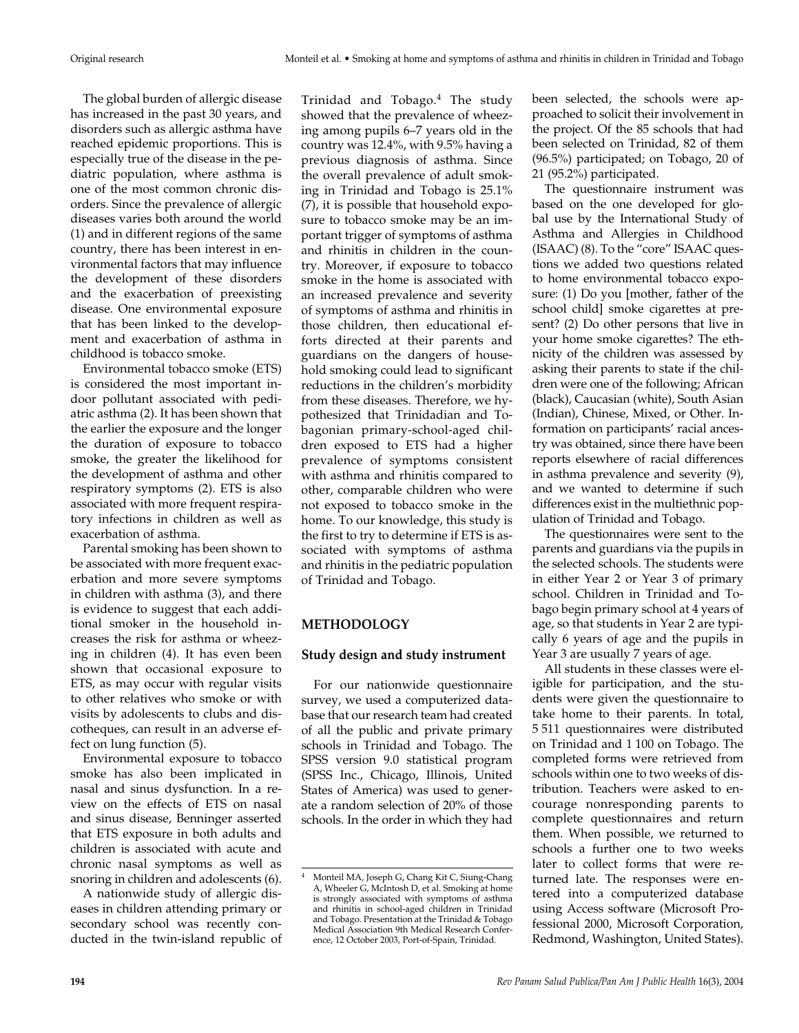The global burden of allergic disease has increased in the past 30 years, and disorders such as allergic asthma have reached epidemic proportions. This is especially true of the disease in the pediatric population, where asthma is one of the most common chronic disorders. Since the prevalence of allergic diseases varies both around the world (1) and in different regions of the same country, there has been interest in environmental factors that may influence the development of these disorders and the exacerbation of preexisting disease. One environmental exposure that has been linked to the development and exacerbation of asthma in childhood is tobacco smoke.

Environmental tobacco smoke (ETS) is considered the most important indoor pollutant associated with pediatric asthma (2). It has been shown that the earlier the exposure and the longer the duration of exposure to tobacco smoke, the greater the likelihood for the development of asthma and other respiratory symptoms (2). ETS is also associated with more frequent respiratory infections in children as well as exacerbation of asthma.

Parental smoking has been shown to be associated with more frequent exacerbation and more severe symptoms in children with asthma (3), and there is evidence to suggest that each additional smoker in the household increases the risk for asthma or wheezing in children (4). It has even been shown that occasional exposure to ETS, as may occur with regular visits to other relatives who smoke or with visits by adolescents to clubs and discotheques, can result in an adverse effect on lung function (5).

Environmental exposure to tobacco smoke has also been implicated in nasal and sinus dysfunction. In a review on the effects of ETS on nasal and sinus disease, Benninger asserted that ETS exposure in both adults and children is associated with acute and chronic nasal symptoms as well as snoring in children and adolescents (6).

A nationwide study of allergic diseases in children attending primary or secondary school was recently conducted in the twin-island republic of Trinidad and Tobago.[4] The study showed that the prevalence of wheezing among pupils 6–7 years old in the country was 12.4%, with 9.5% having a previous diagnosis of asthma. Since the overall prevalence of adult smoking in Trinidad and Tobago is 25.1% (7), it is possible that household exposure to tobacco smoke may be an important trigger of symptoms of asthma and rhinitis in children in the country. Moreover, if exposure to tobacco smoke in the home is associated with an increased prevalence and severity of symptoms of asthma and rhinitis in those children, then educational efforts directed at their parents and guardians on the dangers of household smoking could lead to significant reductions in the children's morbidity from these diseases. Therefore, we hypothesized that Trinidadian and Tobagonian primary-school-aged children exposed to ETS had a higher prevalence of symptoms consistent with asthma and rhinitis compared to other, comparable children who were not exposed to tobacco smoke in the home. To our knowledge, this study is the first to try to determine if ETS is associated with symptoms of asthma and rhinitis in the pediatric population of Trinidad and Tobago.

## METHODOLOGY

### Study design and study instrument

For our nationwide questionnaire survey, we used a computerized database that our research team had created of all the public and private primary schools in Trinidad and Tobago. The SPSS version 9.0 statistical program (SPSS Inc., Chicago, Illinois, United States of America) was used to generate a random selection of 20% of those schools. In the order in which they had been selected, the schools were approached to solicit their involvement in the project. Of the 85 schools that had been selected on Trinidad, 82 of them (96.5%) participated; on Tobago, 20 of 21 (95.2%) participated.

The questionnaire instrument was based on the one developed for global use by the International Study of Asthma and Allergies in Childhood (ISAAC) (8). To the "core" ISAAC questions we added two questions related to home environmental tobacco exposure: (1) Do you [mother, father of the school child] smoke cigarettes at present? (2) Do other persons that live in your home smoke cigarettes? The ethnicity of the children was assessed by asking their parents to state if the children were one of the following; African (black), Caucasian (white), South Asian (Indian), Chinese, Mixed, or Other. Information on participants' racial ancestry was obtained, since there have been reports elsewhere of racial differences in asthma prevalence and severity (9), and we wanted to determine if such differences exist in the multiethnic population of Trinidad and Tobago.

The questionnaires were sent to the parents and guardians via the pupils in the selected schools. The students were in either Year 2 or Year 3 of primary school. Children in Trinidad and Tobago begin primary school at 4 years of age, so that students in Year 2 are typically 6 years of age and the pupils in Year 3 are usually 7 years of age.

All students in these classes were eligible for participation, and the students were given the questionnaire to take home to their parents. In total, 5 511 questionnaires were distributed on Trinidad and 1 100 on Tobago. The completed forms were retrieved from schools within one to two weeks of distribution. Teachers were asked to encourage nonresponding parents to complete questionnaires and return them. When possible, we returned to schools a further one to two weeks later to collect forms that were returned late. The responses were entered into a computerized database using Access software (Microsoft Professional 2000, Microsoft Corporation, Redmond, Washington, United States).

[4] Monteil MA, Joseph G, Chang Kit C, Siung-Chang A, Wheeler G, McIntosh D, et al. Smoking at home is strongly associated with symptoms of asthma and rhinitis in school-aged children in Trinidad and Tobago. Presentation at the Trinidad & Tobago Medical Association 9th Medical Research Conference, 12 October 2003, Port-of-Spain, Trinidad.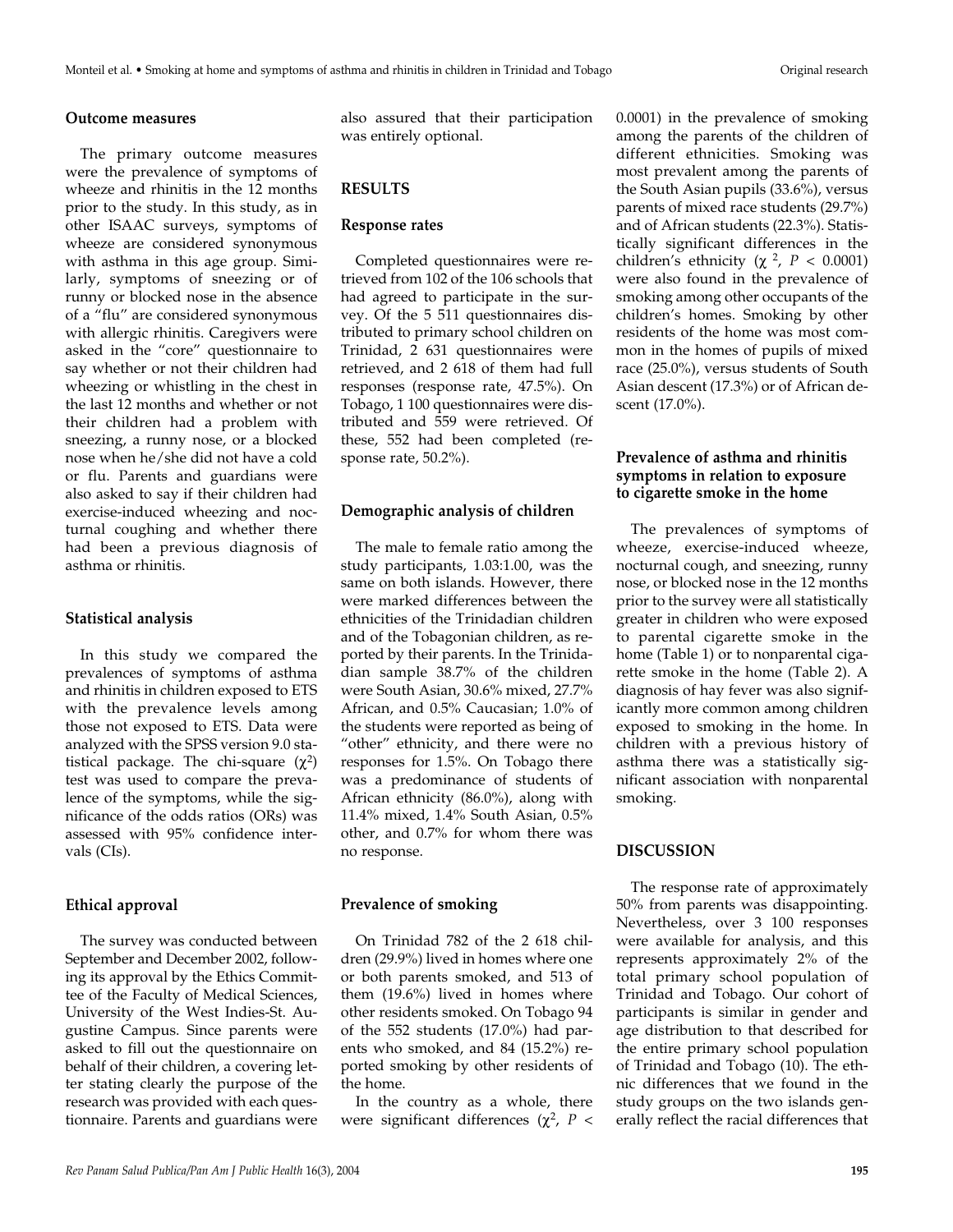### Outcome measures

The primary outcome measures were the prevalence of symptoms of wheeze and rhinitis in the 12 months prior to the study. In this study, as in other ISAAC surveys, symptoms of wheeze are considered synonymous with asthma in this age group. Similarly, symptoms of sneezing or of runny or blocked nose in the absence of a "flu" are considered synonymous with allergic rhinitis. Caregivers were asked in the "core" questionnaire to say whether or not their children had wheezing or whistling in the chest in the last 12 months and whether or not their children had a problem with sneezing, a runny nose, or a blocked nose when he/she did not have a cold or flu. Parents and guardians were also asked to say if their children had exercise-induced wheezing and nocturnal coughing and whether there had been a previous diagnosis of asthma or rhinitis.

### Statistical analysis

In this study we compared the prevalences of symptoms of asthma and rhinitis in children exposed to ETS with the prevalence levels among those not exposed to ETS. Data were analyzed with the SPSS version 9.0 statistical package. The chi-square ($\chi^2$) test was used to compare the prevalence of the symptoms, while the significance of the odds ratios (ORs) was assessed with 95% confidence intervals (CIs).

### Ethical approval

The survey was conducted between September and December 2002, following its approval by the Ethics Committee of the Faculty of Medical Sciences, University of the West Indies-St. Augustine Campus. Since parents were asked to fill out the questionnaire on behalf of their children, a covering letter stating clearly the purpose of the research was provided with each questionnaire. Parents and guardians were also assured that their participation was entirely optional.

## RESULTS

### Response rates

Completed questionnaires were retrieved from 102 of the 106 schools that had agreed to participate in the survey. Of the 5 511 questionnaires distributed to primary school children on Trinidad, 2 631 questionnaires were retrieved, and 2 618 of them had full responses (response rate, 47.5%). On Tobago, 1 100 questionnaires were distributed and 559 were retrieved. Of these, 552 had been completed (response rate, 50.2%).

### Demographic analysis of children

The male to female ratio among the study participants, 1.03:1.00, was the same on both islands. However, there were marked differences between the ethnicities of the Trinidadian children and of the Tobagonian children, as reported by their parents. In the Trinidadian sample 38.7% of the children were South Asian, 30.6% mixed, 27.7% African, and 0.5% Caucasian; 1.0% of the students were reported as being of "other" ethnicity, and there were no responses for 1.5%. On Tobago there was a predominance of students of African ethnicity (86.0%), along with 11.4% mixed, 1.4% South Asian, 0.5% other, and 0.7% for whom there was no response.

### Prevalence of smoking

On Trinidad 782 of the 2 618 children (29.9%) lived in homes where one or both parents smoked, and 513 of them (19.6%) lived in homes where other residents smoked. On Tobago 94 of the 552 students (17.0%) had parents who smoked, and 84 (15.2%) reported smoking by other residents of the home.

In the country as a whole, there were significant differences ($\chi^2$, $P <$ 0.0001) in the prevalence of smoking among the parents of the children of different ethnicities. Smoking was most prevalent among the parents of the South Asian pupils (33.6%), versus parents of mixed race students (29.7%) and of African students (22.3%). Statistically significant differences in the children's ethnicity ($\chi^2$, $P < 0.0001$) were also found in the prevalence of smoking among other occupants of the children's homes. Smoking by other residents of the home was most common in the homes of pupils of mixed race (25.0%), versus students of South Asian descent (17.3%) or of African descent (17.0%).

### Prevalence of asthma and rhinitis symptoms in relation to exposure to cigarette smoke in the home

The prevalences of symptoms of wheeze, exercise-induced wheeze, nocturnal cough, and sneezing, runny nose, or blocked nose in the 12 months prior to the survey were all statistically greater in children who were exposed to parental cigarette smoke in the home (Table 1) or to nonparental cigarette smoke in the home (Table 2). A diagnosis of hay fever was also significantly more common among children exposed to smoking in the home. In children with a previous history of asthma there was a statistically significant association with nonparental smoking.

## DISCUSSION

The response rate of approximately 50% from parents was disappointing. Nevertheless, over 3 100 responses were available for analysis, and this represents approximately 2% of the total primary school population of Trinidad and Tobago. Our cohort of participants is similar in gender and age distribution to that described for the entire primary school population of Trinidad and Tobago (10). The ethnic differences that we found in the study groups on the two islands generally reflect the racial differences that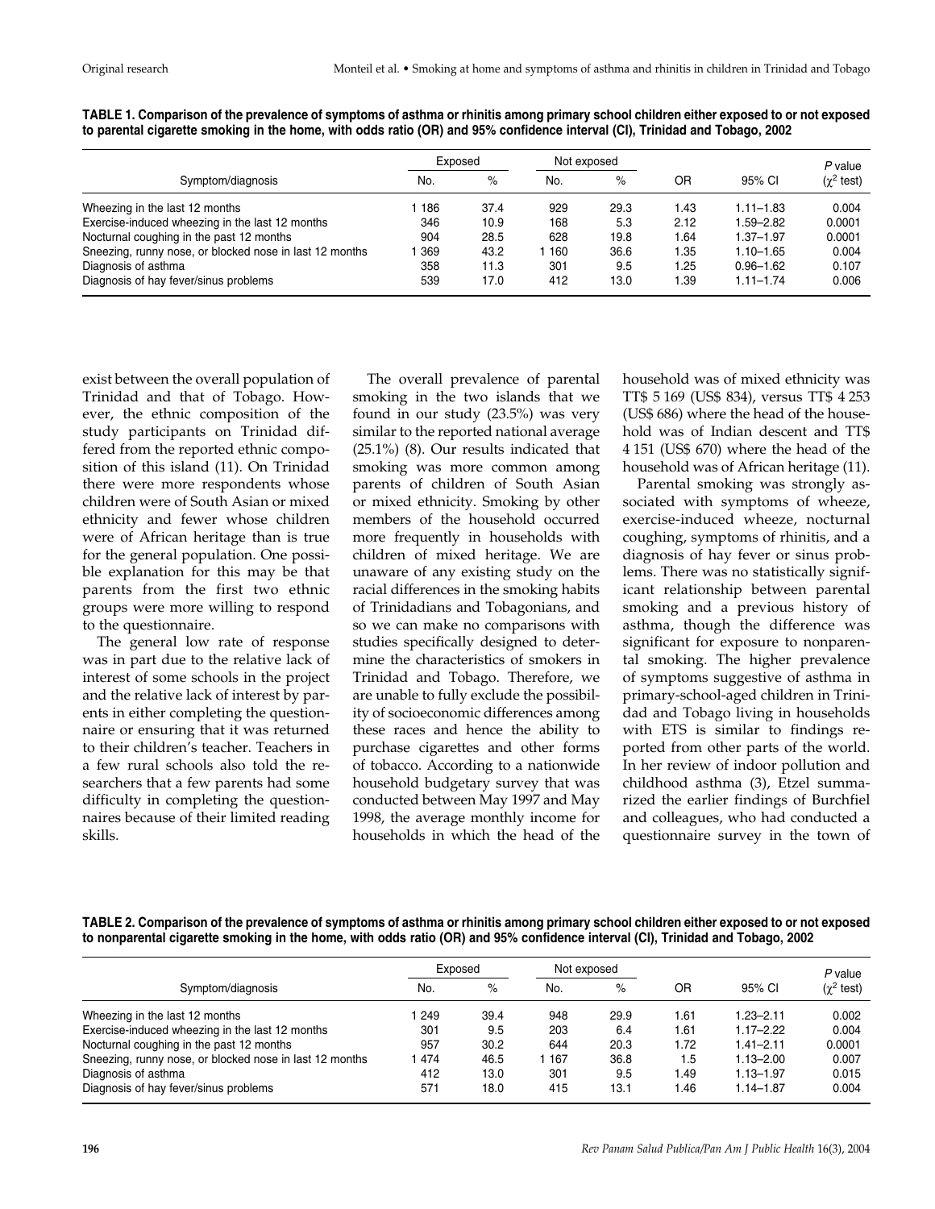**TABLE 1. Comparison of the prevalence of symptoms of asthma or rhinitis among primary school children either exposed to or not exposed to parental cigarette smoking in the home, with odds ratio (OR) and 95% confidence interval (CI), Trinidad and Tobago, 2002**

| Symptom/diagnosis | Exposed | | Not exposed | | OR | 95% CI | *P* value |
|---|---|---|---|---|---|---|---|
| | No. | % | No. | % | | | ($\chi^2$ test) |
| Wheezing in the last 12 months | 1 186 | 37.4 | 929 | 29.3 | 1.43 | 1.11–1.83 | 0.004 |
| Exercise-induced wheezing in the last 12 months | 346 | 10.9 | 168 | 5.3 | 2.12 | 1.59–2.82 | 0.0001 |
| Nocturnal coughing in the past 12 months | 904 | 28.5 | 628 | 19.8 | 1.64 | 1.37–1.97 | 0.0001 |
| Sneezing, runny nose, or blocked nose in last 12 months | 1 369 | 43.2 | 1 160 | 36.6 | 1.35 | 1.10–1.65 | 0.004 |
| Diagnosis of asthma | 358 | 11.3 | 301 | 9.5 | 1.25 | 0.96–1.62 | 0.107 |
| Diagnosis of hay fever/sinus problems | 539 | 17.0 | 412 | 13.0 | 1.39 | 1.11–1.74 | 0.006 |

exist between the overall population of Trinidad and that of Tobago. However, the ethnic composition of the study participants on Trinidad differed from the reported ethnic composition of this island (11). On Trinidad there were more respondents whose children were of South Asian or mixed ethnicity and fewer whose children were of African heritage than is true for the general population. One possible explanation for this may be that parents from the first two ethnic groups were more willing to respond to the questionnaire.

The general low rate of response was in part due to the relative lack of interest of some schools in the project and the relative lack of interest by parents in either completing the questionnaire or ensuring that it was returned to their children's teacher. Teachers in a few rural schools also told the researchers that a few parents had some difficulty in completing the questionnaires because of their limited reading skills.

The overall prevalence of parental smoking in the two islands that we found in our study (23.5%) was very similar to the reported national average (25.1%) (8). Our results indicated that smoking was more common among parents of children of South Asian or mixed ethnicity. Smoking by other members of the household occurred more frequently in households with children of mixed heritage. We are unaware of any existing study on the racial differences in the smoking habits of Trinidadians and Tobagonians, and so we can make no comparisons with studies specifically designed to determine the characteristics of smokers in Trinidad and Tobago. Therefore, we are unable to fully exclude the possibility of socioeconomic differences among these races and hence the ability to purchase cigarettes and other forms of tobacco. According to a nationwide household budgetary survey that was conducted between May 1997 and May 1998, the average monthly income for households in which the head of the household was of mixed ethnicity was TT$ 5 169 (US$ 834), versus TT$ 4 253 (US$ 686) where the head of the household was of Indian descent and TT$ 4 151 (US$ 670) where the head of the household was of African heritage (11).

Parental smoking was strongly associated with symptoms of wheeze, exercise-induced wheeze, nocturnal coughing, symptoms of rhinitis, and a diagnosis of hay fever or sinus problems. There was no statistically significant relationship between parental smoking and a previous history of asthma, though the difference was significant for exposure to nonparental smoking. The higher prevalence of symptoms suggestive of asthma in primary-school-aged children in Trinidad and Tobago living in households with ETS is similar to findings reported from other parts of the world. In her review of indoor pollution and childhood asthma (3), Etzel summarized the earlier findings of Burchfiel and colleagues, who had conducted a questionnaire survey in the town of

**TABLE 2. Comparison of the prevalence of symptoms of asthma or rhinitis among primary school children either exposed to or not exposed to nonparental cigarette smoking in the home, with odds ratio (OR) and 95% confidence interval (CI), Trinidad and Tobago, 2002**

| Symptom/diagnosis | Exposed | | Not exposed | | OR | 95% CI | *P* value |
|---|---|---|---|---|---|---|---|
| | No. | % | No. | % | | | ($\chi^2$ test) |
| Wheezing in the last 12 months | 1 249 | 39.4 | 948 | 29.9 | 1.61 | 1.23–2.11 | 0.002 |
| Exercise-induced wheezing in the last 12 months | 301 | 9.5 | 203 | 6.4 | 1.61 | 1.17–2.22 | 0.004 |
| Nocturnal coughing in the past 12 months | 957 | 30.2 | 644 | 20.3 | 1.72 | 1.41–2.11 | 0.0001 |
| Sneezing, runny nose, or blocked nose in last 12 months | 1 474 | 46.5 | 1 167 | 36.8 | 1.5 | 1.13–2.00 | 0.007 |
| Diagnosis of asthma | 412 | 13.0 | 301 | 9.5 | 1.49 | 1.13–1.97 | 0.015 |
| Diagnosis of hay fever/sinus problems | 571 | 18.0 | 415 | 13.1 | 1.46 | 1.14–1.87 | 0.004 |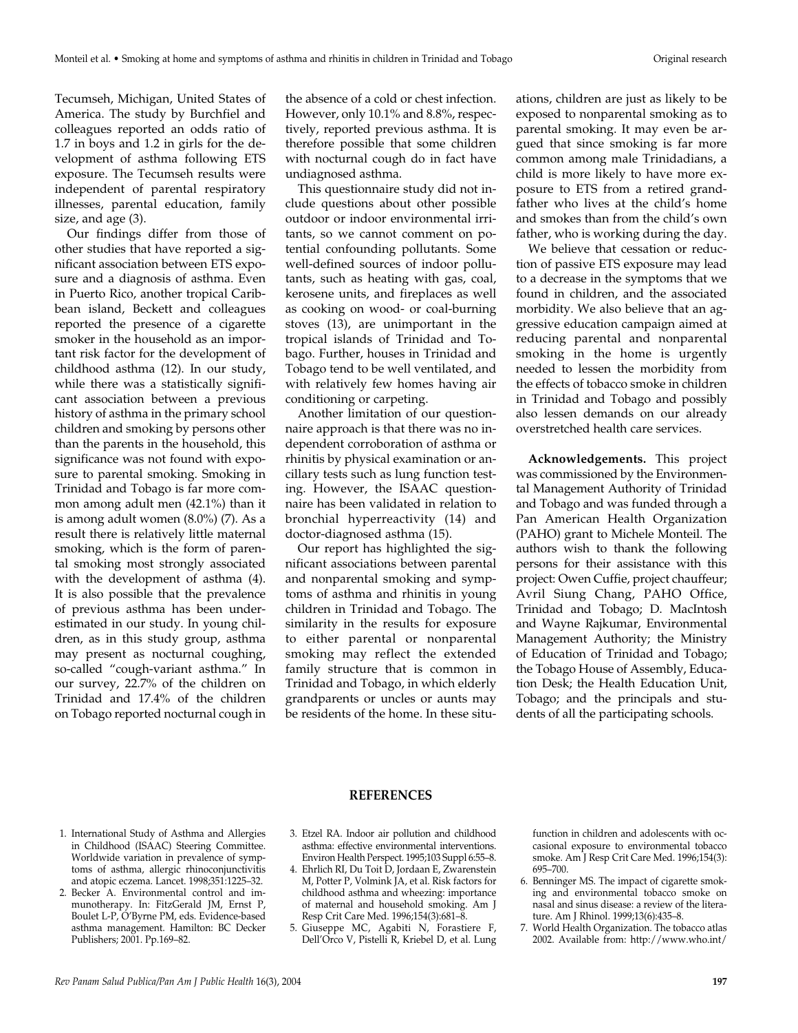Tecumseh, Michigan, United States of America. The study by Burchfiel and colleagues reported an odds ratio of 1.7 in boys and 1.2 in girls for the development of asthma following ETS exposure. The Tecumseh results were independent of parental respiratory illnesses, parental education, family size, and age (3).

Our findings differ from those of other studies that have reported a significant association between ETS exposure and a diagnosis of asthma. Even in Puerto Rico, another tropical Caribbean island, Beckett and colleagues reported the presence of a cigarette smoker in the household as an important risk factor for the development of childhood asthma (12). In our study, while there was a statistically significant association between a previous history of asthma in the primary school children and smoking by persons other than the parents in the household, this significance was not found with exposure to parental smoking. Smoking in Trinidad and Tobago is far more common among adult men (42.1%) than it is among adult women (8.0%) (7). As a result there is relatively little maternal smoking, which is the form of parental smoking most strongly associated with the development of asthma (4). It is also possible that the prevalence of previous asthma has been underestimated in our study. In young children, as in this study group, asthma may present as nocturnal coughing, so-called "cough-variant asthma." In our survey, 22.7% of the children on Trinidad and 17.4% of the children on Tobago reported nocturnal cough in the absence of a cold or chest infection. However, only 10.1% and 8.8%, respectively, reported previous asthma. It is therefore possible that some children with nocturnal cough do in fact have undiagnosed asthma.

This questionnaire study did not include questions about other possible outdoor or indoor environmental irritants, so we cannot comment on potential confounding pollutants. Some well-defined sources of indoor pollutants, such as heating with gas, coal, kerosene units, and fireplaces as well as cooking on wood- or coal-burning stoves (13), are unimportant in the tropical islands of Trinidad and Tobago. Further, houses in Trinidad and Tobago tend to be well ventilated, and with relatively few homes having air conditioning or carpeting.

Another limitation of our questionnaire approach is that there was no independent corroboration of asthma or rhinitis by physical examination or ancillary tests such as lung function testing. However, the ISAAC questionnaire has been validated in relation to bronchial hyperreactivity (14) and doctor-diagnosed asthma (15).

Our report has highlighted the significant associations between parental and nonparental smoking and symptoms of asthma and rhinitis in young children in Trinidad and Tobago. The similarity in the results for exposure to either parental or nonparental smoking may reflect the extended family structure that is common in Trinidad and Tobago, in which elderly grandparents or uncles or aunts may be residents of the home. In these situations, children are just as likely to be exposed to nonparental smoking as to parental smoking. It may even be argued that since smoking is far more common among male Trinidadians, a child is more likely to have more exposure to ETS from a retired grandfather who lives at the child's home and smokes than from the child's own father, who is working during the day.

We believe that cessation or reduction of passive ETS exposure may lead to a decrease in the symptoms that we found in children, and the associated morbidity. We also believe that an aggressive education campaign aimed at reducing parental and nonparental smoking in the home is urgently needed to lessen the morbidity from the effects of tobacco smoke in children in Trinidad and Tobago and possibly also lessen demands on our already overstretched health care services.

**Acknowledgements.** This project was commissioned by the Environmental Management Authority of Trinidad and Tobago and was funded through a Pan American Health Organization (PAHO) grant to Michele Monteil. The authors wish to thank the following persons for their assistance with this project: Owen Cuffie, project chauffeur; Avril Siung Chang, PAHO Office, Trinidad and Tobago; D. MacIntosh and Wayne Rajkumar, Environmental Management Authority; the Ministry of Education of Trinidad and Tobago; the Tobago House of Assembly, Education Desk; the Health Education Unit, Tobago; and the principals and students of all the participating schools.

## REFERENCES

1. International Study of Asthma and Allergies in Childhood (ISAAC) Steering Committee. Worldwide variation in prevalence of symptoms of asthma, allergic rhinoconjunctivitis and atopic eczema. Lancet. 1998;351:1225–32.
2. Becker A. Environmental control and immunotherapy. In: FitzGerald JM, Ernst P, Boulet L-P, O'Byrne PM, eds. Evidence-based asthma management. Hamilton: BC Decker Publishers; 2001. Pp.169–82.
3. Etzel RA. Indoor air pollution and childhood asthma: effective environmental interventions. Environ Health Perspect. 1995;103 Suppl 6:55–8.
4. Ehrlich RI, Du Toit D, Jordaan E, Zwarenstein M, Potter P, Volmink JA, et al. Risk factors for childhood asthma and wheezing: importance of maternal and household smoking. Am J Resp Crit Care Med. 1996;154(3):681–8.
5. Giuseppe MC, Agabiti N, Forastiere F, Dell'Orco V, Pistelli R, Kriebel D, et al. Lung function in children and adolescents with occasional exposure to environmental tobacco smoke. Am J Resp Crit Care Med. 1996;154(3): 695–700.
6. Benninger MS. The impact of cigarette smoking and environmental tobacco smoke on nasal and sinus disease: a review of the literature. Am J Rhinol. 1999;13(6):435–8.
7. World Health Organization. The tobacco atlas 2002. Available from: http://www.who.int/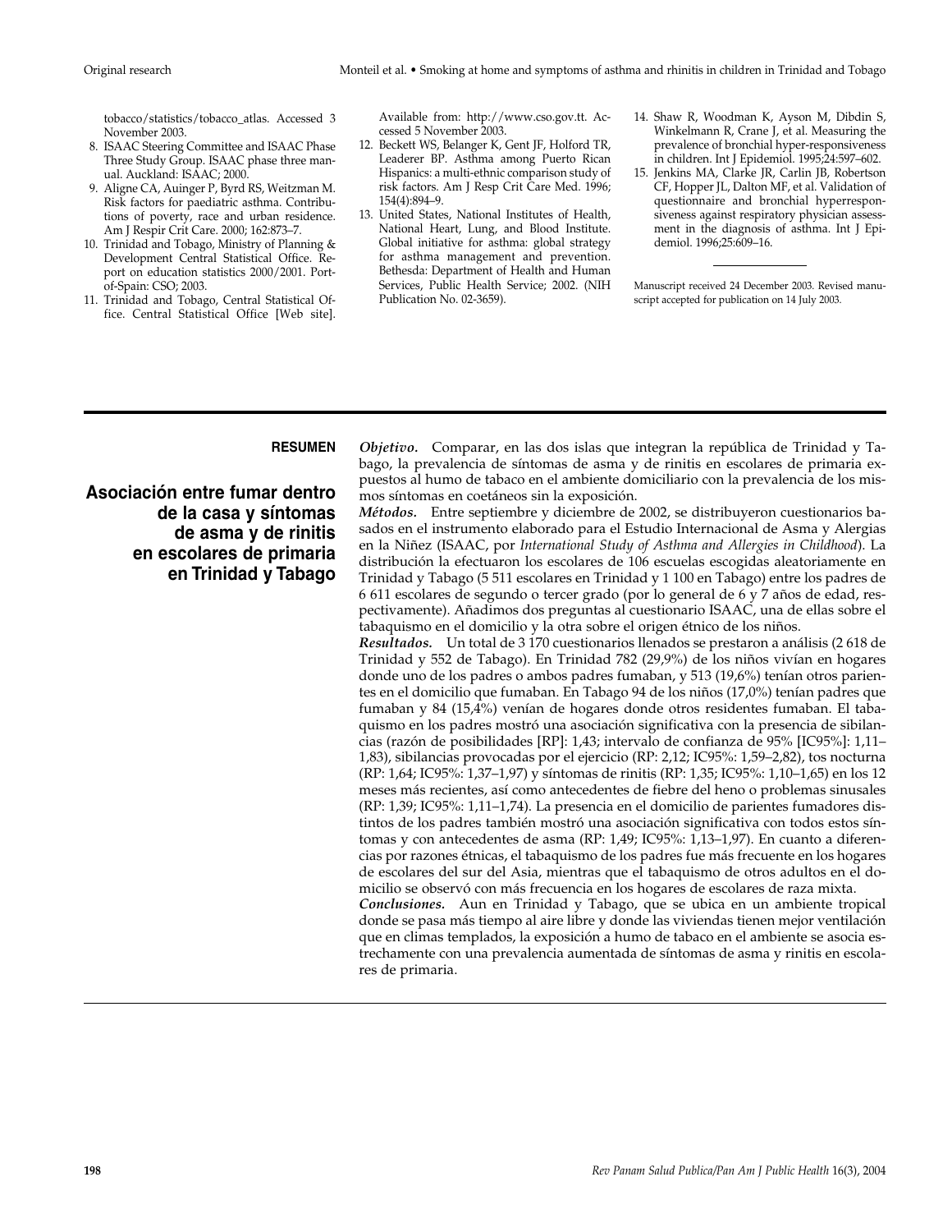tobacco/statistics/tobacco_atlas. Accessed 3 November 2003.

8. ISAAC Steering Committee and ISAAC Phase Three Study Group. ISAAC phase three manual. Auckland: ISAAC; 2000.
9. Aligne CA, Auinger P, Byrd RS, Weitzman M. Risk factors for paediatric asthma. Contributions of poverty, race and urban residence. Am J Respir Crit Care. 2000; 162:873–7.
10. Trinidad and Tobago, Ministry of Planning & Development Central Statistical Office. Report on education statistics 2000/2001. Port-of-Spain: CSO; 2003.
11. Trinidad and Tobago, Central Statistical Office. Central Statistical Office [Web site]. Available from: http://www.cso.gov.tt. Accessed 5 November 2003.
12. Beckett WS, Belanger K, Gent JF, Holford TR, Leaderer BP. Asthma among Puerto Rican Hispanics: a multi-ethnic comparison study of risk factors. Am J Resp Crit Care Med. 1996; 154(4):894–9.
13. United States, National Institutes of Health, National Heart, Lung, and Blood Institute. Global initiative for asthma: global strategy for asthma management and prevention. Bethesda: Department of Health and Human Services, Public Health Service; 2002. (NIH Publication No. 02-3659).
14. Shaw R, Woodman K, Ayson M, Dibdin S, Winkelmann R, Crane J, et al. Measuring the prevalence of bronchial hyper-responsiveness in children. Int J Epidemiol. 1995;24:597–602.
15. Jenkins MA, Clarke JR, Carlin JB, Robertson CF, Hopper JL, Dalton MF, et al. Validation of questionnaire and bronchial hyperresponsiveness against respiratory physician assessment in the diagnosis of asthma. Int J Epidemiol. 1996;25:609–16.

Manuscript received 24 December 2003. Revised manuscript accepted for publication on 14 July 2003.

---

## RESUMEN

## Asociación entre fumar dentro de la casa y síntomas de asma y de rinitis en escolares de primaria en Trinidad y Tabago

***Objetivo.*** Comparar, en las dos islas que integran la república de Trinidad y Tabago, la prevalencia de síntomas de asma y de rinitis en escolares de primaria expuestos al humo de tabaco en el ambiente domiciliario con la prevalencia de los mismos síntomas en coetáneos sin la exposición.

***Métodos.*** Entre septiembre y diciembre de 2002, se distribuyeron cuestionarios basados en el instrumento elaborado para el Estudio Internacional de Asma y Alergias en la Niñez (ISAAC, por *International Study of Asthma and Allergies in Childhood*). La distribución la efectuaron los escolares de 106 escuelas escogidas aleatoriamente en Trinidad y Tabago (5 511 escolares en Trinidad y 1 100 en Tabago) entre los padres de 6 611 escolares de segundo o tercer grado (por lo general de 6 y 7 años de edad, respectivamente). Añadimos dos preguntas al cuestionario ISAAC, una de ellas sobre el tabaquismo en el domicilio y la otra sobre el origen étnico de los niños.

***Resultados.*** Un total de 3 170 cuestionarios llenados se prestaron a análisis (2 618 de Trinidad y 552 de Tabago). En Trinidad 782 (29,9%) de los niños vivían en hogares donde uno de los padres o ambos padres fumaban, y 513 (19,6%) tenían otros parientes en el domicilio que fumaban. En Tabago 94 de los niños (17,0%) tenían padres que fumaban y 84 (15,4%) venían de hogares donde otros residentes fumaban. El tabaquismo en los padres mostró una asociación significativa con la presencia de sibilancias (razón de posibilidades [RP]: 1,43; intervalo de confianza de 95% [IC95%]: 1,11–1,83), sibilancias provocadas por el ejercicio (RP: 2,12; IC95%: 1,59–2,82), tos nocturna (RP: 1,64; IC95%: 1,37–1,97) y síntomas de rinitis (RP: 1,35; IC95%: 1,10–1,65) en los 12 meses más recientes, así como antecedentes de fiebre del heno o problemas sinusales (RP: 1,39; IC95%: 1,11–1,74). La presencia en el domicilio de parientes fumadores distintos de los padres también mostró una asociación significativa con todos estos síntomas y con antecedentes de asma (RP: 1,49; IC95%: 1,13–1,97). En cuanto a diferencias por razones étnicas, el tabaquismo de los padres fue más frecuente en los hogares de escolares del sur del Asia, mientras que el tabaquismo de otros adultos en el domicilio se observó con más frecuencia en los hogares de escolares de raza mixta.

***Conclusiones.*** Aun en Trinidad y Tabago, que se ubica en un ambiente tropical donde se pasa más tiempo al aire libre y donde las viviendas tienen mejor ventilación que en climas templados, la exposición a humo de tabaco en el ambiente se asocia estrechamente con una prevalencia aumentada de síntomas de asma y rinitis en escolares de primaria.